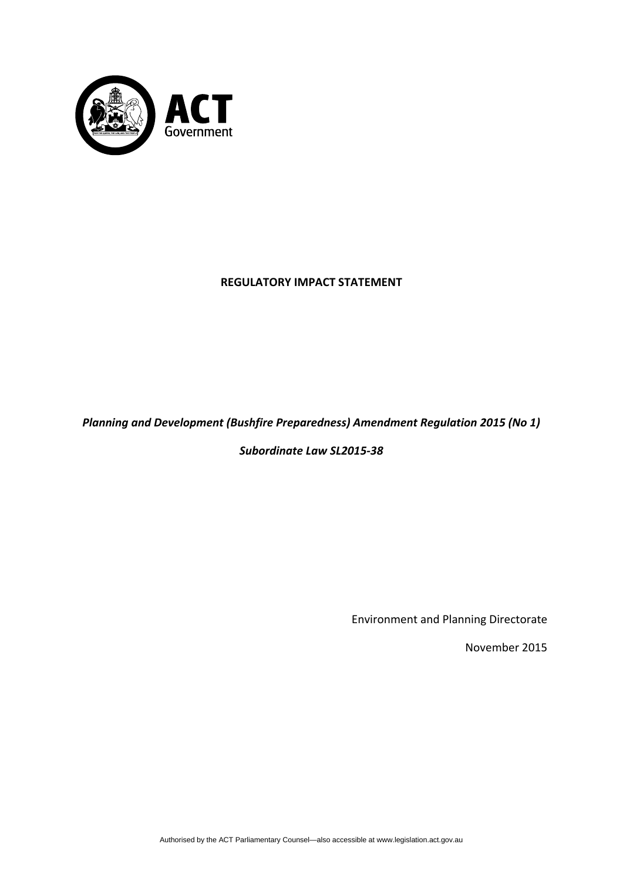ACT Government

**REGULATORY IMPACT STATEMENT**

***Planning and Development (Bushfire Preparedness) Amendment Regulation 2015 (No 1)***

***Subordinate Law SL2015-38***

Environment and Planning Directorate

November 2015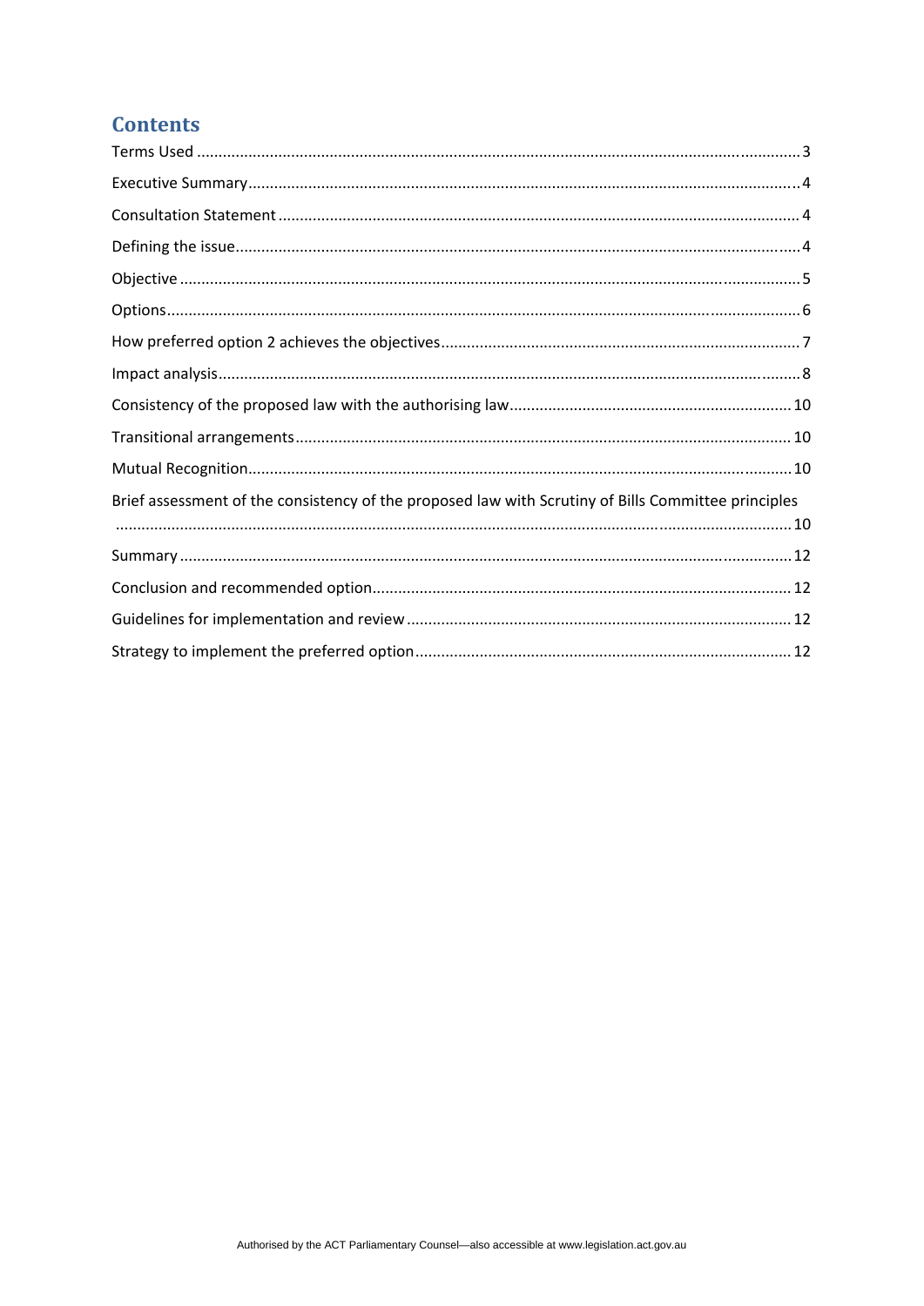# Contents

Terms Used ........................................................................................................................................ 3

Executive Summary ............................................................................................................................. 4

Consultation Statement ....................................................................................................................... 4

Defining the issue ................................................................................................................................ 4

Objective ............................................................................................................................................ 5

Options ................................................................................................................................................ 6

How preferred option 2 achieves the objectives ................................................................................. 7

Impact analysis ..................................................................................................................................... 8

Consistency of the proposed law with the authorising law ................................................................ 10

Transitional arrangements ................................................................................................................. 10

Mutual Recognition ............................................................................................................................ 10

Brief assessment of the consistency of the proposed law with Scrutiny of Bills Committee principles ........................................................................................................................................................ 10

Summary ........................................................................................................................................... 12

Conclusion and recommended option ............................................................................................... 12

Guidelines for implementation and review ....................................................................................... 12

Strategy to implement the preferred option ...................................................................................... 12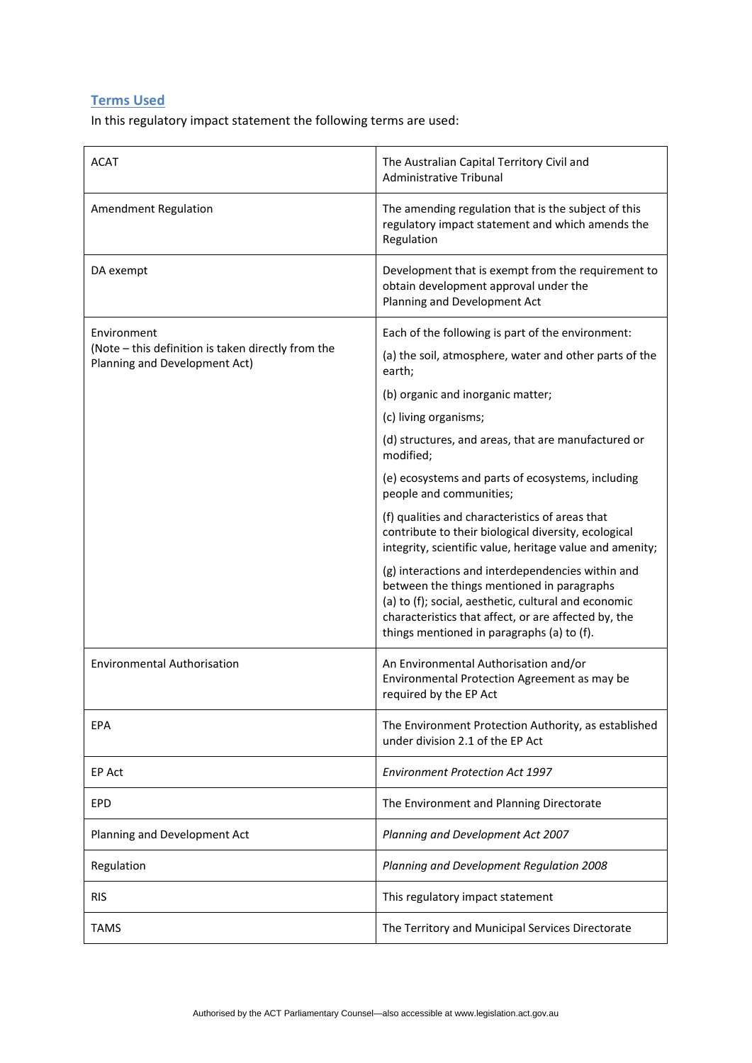## Terms Used

In this regulatory impact statement the following terms are used:

| | |
|---|---|
| ACAT | The Australian Capital Territory Civil and Administrative Tribunal |
| Amendment Regulation | The amending regulation that is the subject of this regulatory impact statement and which amends the Regulation |
| DA exempt | Development that is exempt from the requirement to obtain development approval under the Planning and Development Act |
| Environment<br>(Note – this definition is taken directly from the Planning and Development Act) | Each of the following is part of the environment:<br>(a) the soil, atmosphere, water and other parts of the earth;<br>(b) organic and inorganic matter;<br>(c) living organisms;<br>(d) structures, and areas, that are manufactured or modified;<br>(e) ecosystems and parts of ecosystems, including people and communities;<br>(f) qualities and characteristics of areas that contribute to their biological diversity, ecological integrity, scientific value, heritage value and amenity;<br>(g) interactions and interdependencies within and between the things mentioned in paragraphs (a) to (f); social, aesthetic, cultural and economic characteristics that affect, or are affected by, the things mentioned in paragraphs (a) to (f). |
| Environmental Authorisation | An Environmental Authorisation and/or Environmental Protection Agreement as may be required by the EP Act |
| EPA | The Environment Protection Authority, as established under division 2.1 of the EP Act |
| EP Act | *Environment Protection Act 1997* |
| EPD | The Environment and Planning Directorate |
| Planning and Development Act | *Planning and Development Act 2007* |
| Regulation | *Planning and Development Regulation 2008* |
| RIS | This regulatory impact statement |
| TAMS | The Territory and Municipal Services Directorate |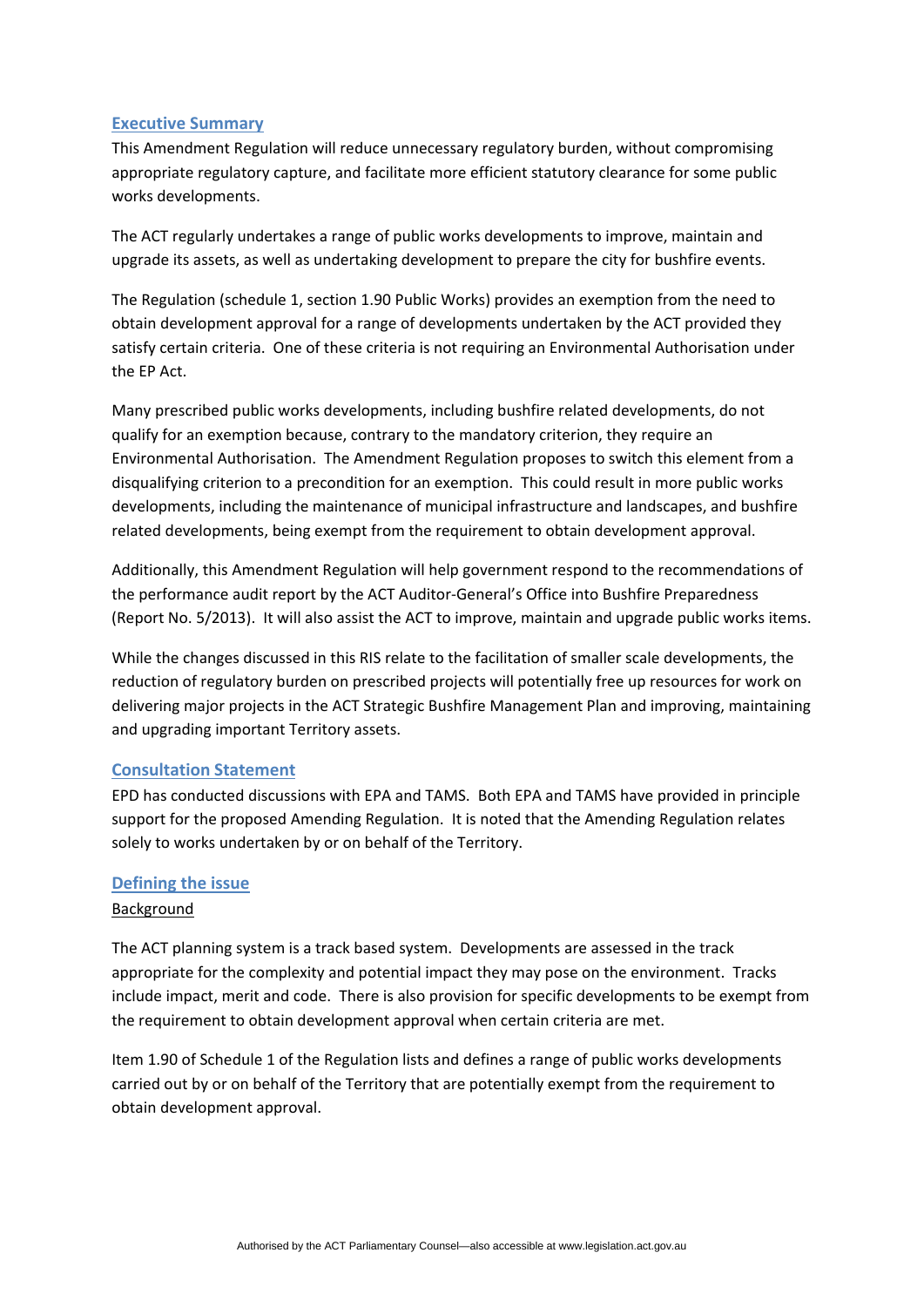## Executive Summary

This Amendment Regulation will reduce unnecessary regulatory burden, without compromising appropriate regulatory capture, and facilitate more efficient statutory clearance for some public works developments.

The ACT regularly undertakes a range of public works developments to improve, maintain and upgrade its assets, as well as undertaking development to prepare the city for bushfire events.

The Regulation (schedule 1, section 1.90 Public Works) provides an exemption from the need to obtain development approval for a range of developments undertaken by the ACT provided they satisfy certain criteria. One of these criteria is not requiring an Environmental Authorisation under the EP Act.

Many prescribed public works developments, including bushfire related developments, do not qualify for an exemption because, contrary to the mandatory criterion, they require an Environmental Authorisation. The Amendment Regulation proposes to switch this element from a disqualifying criterion to a precondition for an exemption. This could result in more public works developments, including the maintenance of municipal infrastructure and landscapes, and bushfire related developments, being exempt from the requirement to obtain development approval.

Additionally, this Amendment Regulation will help government respond to the recommendations of the performance audit report by the ACT Auditor-General's Office into Bushfire Preparedness (Report No. 5/2013). It will also assist the ACT to improve, maintain and upgrade public works items.

While the changes discussed in this RIS relate to the facilitation of smaller scale developments, the reduction of regulatory burden on prescribed projects will potentially free up resources for work on delivering major projects in the ACT Strategic Bushfire Management Plan and improving, maintaining and upgrading important Territory assets.

## Consultation Statement

EPD has conducted discussions with EPA and TAMS. Both EPA and TAMS have provided in principle support for the proposed Amending Regulation. It is noted that the Amending Regulation relates solely to works undertaken by or on behalf of the Territory.

## Defining the issue

### Background

The ACT planning system is a track based system. Developments are assessed in the track appropriate for the complexity and potential impact they may pose on the environment. Tracks include impact, merit and code. There is also provision for specific developments to be exempt from the requirement to obtain development approval when certain criteria are met.

Item 1.90 of Schedule 1 of the Regulation lists and defines a range of public works developments carried out by or on behalf of the Territory that are potentially exempt from the requirement to obtain development approval.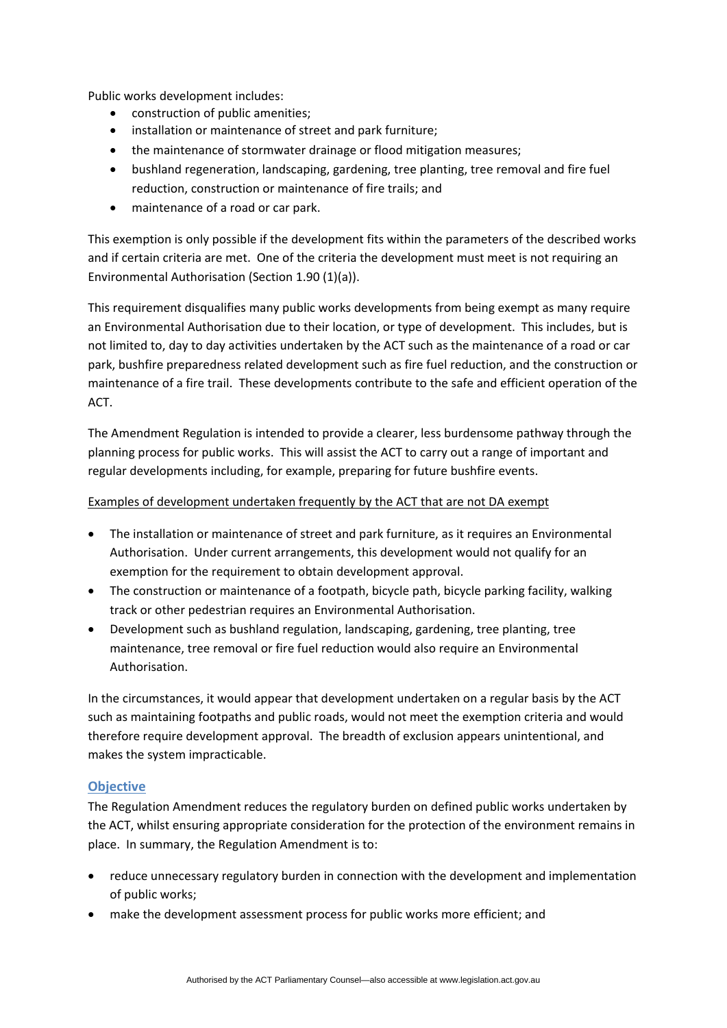Public works development includes:

- construction of public amenities;
- installation or maintenance of street and park furniture;
- the maintenance of stormwater drainage or flood mitigation measures;
- bushland regeneration, landscaping, gardening, tree planting, tree removal and fire fuel reduction, construction or maintenance of fire trails; and
- maintenance of a road or car park.

This exemption is only possible if the development fits within the parameters of the described works and if certain criteria are met. One of the criteria the development must meet is not requiring an Environmental Authorisation (Section 1.90 (1)(a)).

This requirement disqualifies many public works developments from being exempt as many require an Environmental Authorisation due to their location, or type of development. This includes, but is not limited to, day to day activities undertaken by the ACT such as the maintenance of a road or car park, bushfire preparedness related development such as fire fuel reduction, and the construction or maintenance of a fire trail. These developments contribute to the safe and efficient operation of the ACT.

The Amendment Regulation is intended to provide a clearer, less burdensome pathway through the planning process for public works. This will assist the ACT to carry out a range of important and regular developments including, for example, preparing for future bushfire events.

Examples of development undertaken frequently by the ACT that are not DA exempt

- The installation or maintenance of street and park furniture, as it requires an Environmental Authorisation. Under current arrangements, this development would not qualify for an exemption for the requirement to obtain development approval.
- The construction or maintenance of a footpath, bicycle path, bicycle parking facility, walking track or other pedestrian requires an Environmental Authorisation.
- Development such as bushland regulation, landscaping, gardening, tree planting, tree maintenance, tree removal or fire fuel reduction would also require an Environmental Authorisation.

In the circumstances, it would appear that development undertaken on a regular basis by the ACT such as maintaining footpaths and public roads, would not meet the exemption criteria and would therefore require development approval. The breadth of exclusion appears unintentional, and makes the system impracticable.

## Objective

The Regulation Amendment reduces the regulatory burden on defined public works undertaken by the ACT, whilst ensuring appropriate consideration for the protection of the environment remains in place. In summary, the Regulation Amendment is to:

- reduce unnecessary regulatory burden in connection with the development and implementation of public works;
- make the development assessment process for public works more efficient; and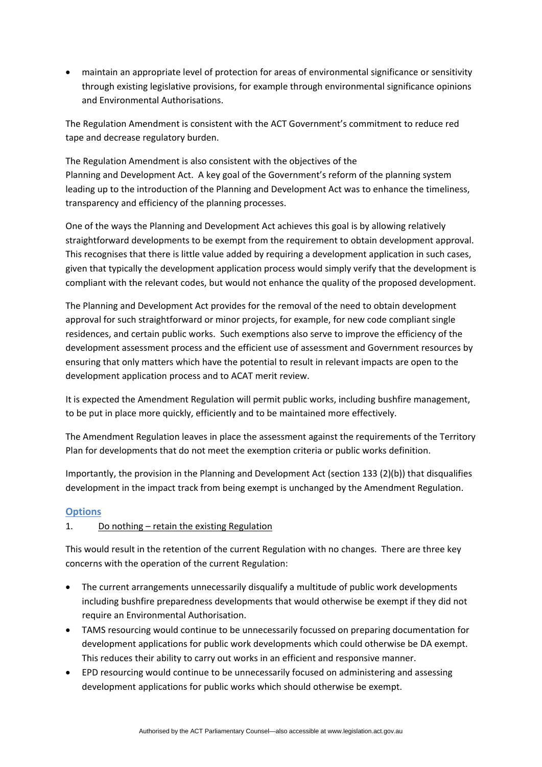- maintain an appropriate level of protection for areas of environmental significance or sensitivity through existing legislative provisions, for example through environmental significance opinions and Environmental Authorisations.

The Regulation Amendment is consistent with the ACT Government's commitment to reduce red tape and decrease regulatory burden.

The Regulation Amendment is also consistent with the objectives of the Planning and Development Act. A key goal of the Government's reform of the planning system leading up to the introduction of the Planning and Development Act was to enhance the timeliness, transparency and efficiency of the planning processes.

One of the ways the Planning and Development Act achieves this goal is by allowing relatively straightforward developments to be exempt from the requirement to obtain development approval. This recognises that there is little value added by requiring a development application in such cases, given that typically the development application process would simply verify that the development is compliant with the relevant codes, but would not enhance the quality of the proposed development.

The Planning and Development Act provides for the removal of the need to obtain development approval for such straightforward or minor projects, for example, for new code compliant single residences, and certain public works. Such exemptions also serve to improve the efficiency of the development assessment process and the efficient use of assessment and Government resources by ensuring that only matters which have the potential to result in relevant impacts are open to the development application process and to ACAT merit review.

It is expected the Amendment Regulation will permit public works, including bushfire management, to be put in place more quickly, efficiently and to be maintained more effectively.

The Amendment Regulation leaves in place the assessment against the requirements of the Territory Plan for developments that do not meet the exemption criteria or public works definition.

Importantly, the provision in the Planning and Development Act (section 133 (2)(b)) that disqualifies development in the impact track from being exempt is unchanged by the Amendment Regulation.

## Options

1. Do nothing – retain the existing Regulation

This would result in the retention of the current Regulation with no changes. There are three key concerns with the operation of the current Regulation:

- The current arrangements unnecessarily disqualify a multitude of public work developments including bushfire preparedness developments that would otherwise be exempt if they did not require an Environmental Authorisation.
- TAMS resourcing would continue to be unnecessarily focussed on preparing documentation for development applications for public work developments which could otherwise be DA exempt. This reduces their ability to carry out works in an efficient and responsive manner.
- EPD resourcing would continue to be unnecessarily focused on administering and assessing development applications for public works which should otherwise be exempt.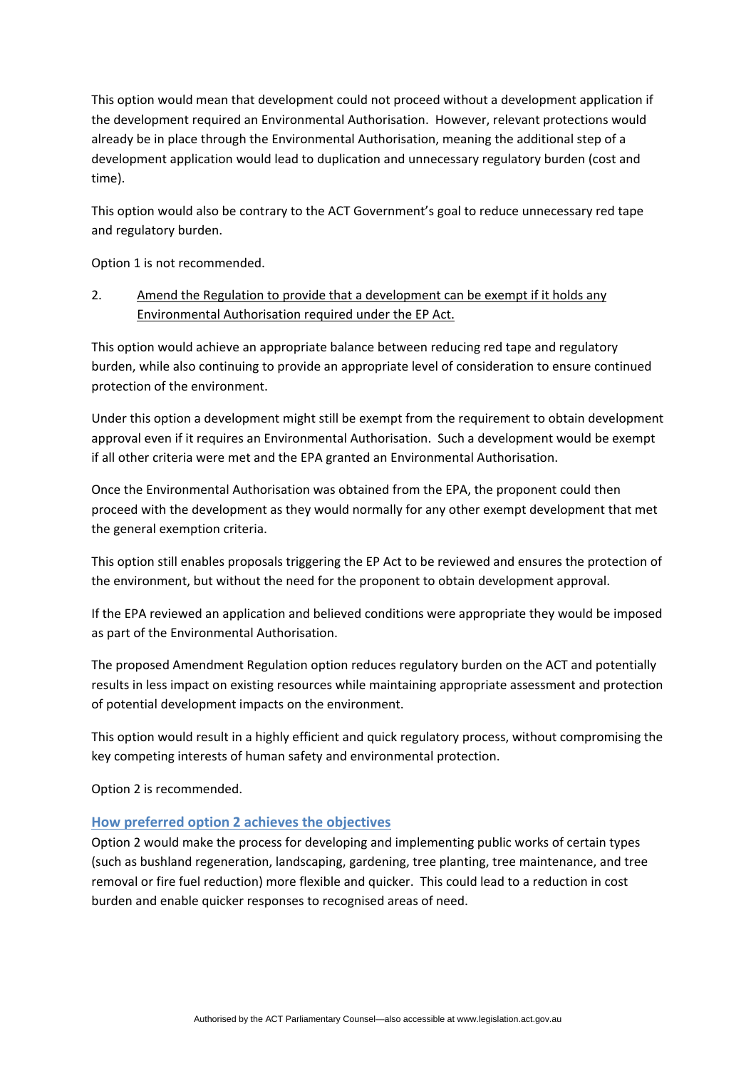This option would mean that development could not proceed without a development application if the development required an Environmental Authorisation. However, relevant protections would already be in place through the Environmental Authorisation, meaning the additional step of a development application would lead to duplication and unnecessary regulatory burden (cost and time).

This option would also be contrary to the ACT Government's goal to reduce unnecessary red tape and regulatory burden.

Option 1 is not recommended.

2. <u>Amend the Regulation to provide that a development can be exempt if it holds any Environmental Authorisation required under the EP Act.</u>

This option would achieve an appropriate balance between reducing red tape and regulatory burden, while also continuing to provide an appropriate level of consideration to ensure continued protection of the environment.

Under this option a development might still be exempt from the requirement to obtain development approval even if it requires an Environmental Authorisation. Such a development would be exempt if all other criteria were met and the EPA granted an Environmental Authorisation.

Once the Environmental Authorisation was obtained from the EPA, the proponent could then proceed with the development as they would normally for any other exempt development that met the general exemption criteria.

This option still enables proposals triggering the EP Act to be reviewed and ensures the protection of the environment, but without the need for the proponent to obtain development approval.

If the EPA reviewed an application and believed conditions were appropriate they would be imposed as part of the Environmental Authorisation.

The proposed Amendment Regulation option reduces regulatory burden on the ACT and potentially results in less impact on existing resources while maintaining appropriate assessment and protection of potential development impacts on the environment.

This option would result in a highly efficient and quick regulatory process, without compromising the key competing interests of human safety and environmental protection.

Option 2 is recommended.

### How preferred option 2 achieves the objectives

Option 2 would make the process for developing and implementing public works of certain types (such as bushland regeneration, landscaping, gardening, tree planting, tree maintenance, and tree removal or fire fuel reduction) more flexible and quicker. This could lead to a reduction in cost burden and enable quicker responses to recognised areas of need.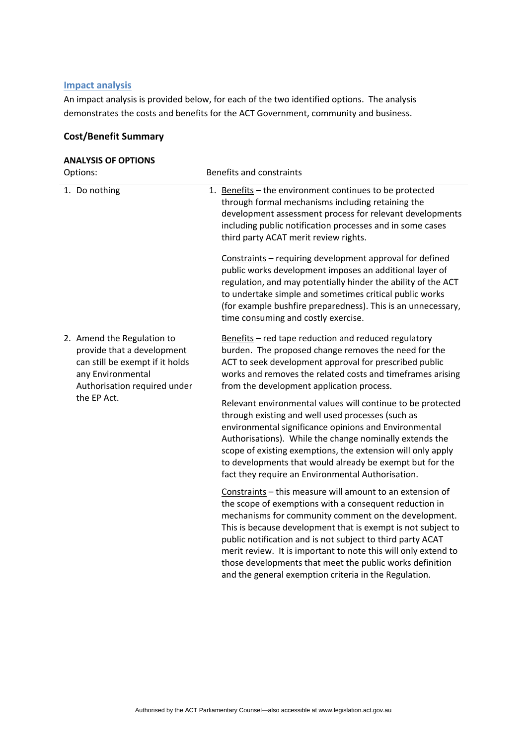## Impact analysis

An impact analysis is provided below, for each of the two identified options. The analysis demonstrates the costs and benefits for the ACT Government, community and business.

### Cost/Benefit Summary

**ANALYSIS OF OPTIONS**

| Options: | Benefits and constraints |
|---|---|
| 1. Do nothing | 1. Benefits – the environment continues to be protected through formal mechanisms including retaining the development assessment process for relevant developments including public notification processes and in some cases third party ACAT merit review rights.<br><br>Constraints – requiring development approval for defined public works development imposes an additional layer of regulation, and may potentially hinder the ability of the ACT to undertake simple and sometimes critical public works (for example bushfire preparedness). This is an unnecessary, time consuming and costly exercise. |
| 2. Amend the Regulation to provide that a development can still be exempt if it holds any Environmental Authorisation required under the EP Act. | Benefits – red tape reduction and reduced regulatory burden. The proposed change removes the need for the ACT to seek development approval for prescribed public works and removes the related costs and timeframes arising from the development application process.<br><br>Relevant environmental values will continue to be protected through existing and well used processes (such as environmental significance opinions and Environmental Authorisations). While the change nominally extends the scope of existing exemptions, the extension will only apply to developments that would already be exempt but for the fact they require an Environmental Authorisation.<br><br>Constraints – this measure will amount to an extension of the scope of exemptions with a consequent reduction in mechanisms for community comment on the development. This is because development that is exempt is not subject to public notification and is not subject to third party ACAT merit review. It is important to note this will only extend to those developments that meet the public works definition and the general exemption criteria in the Regulation. |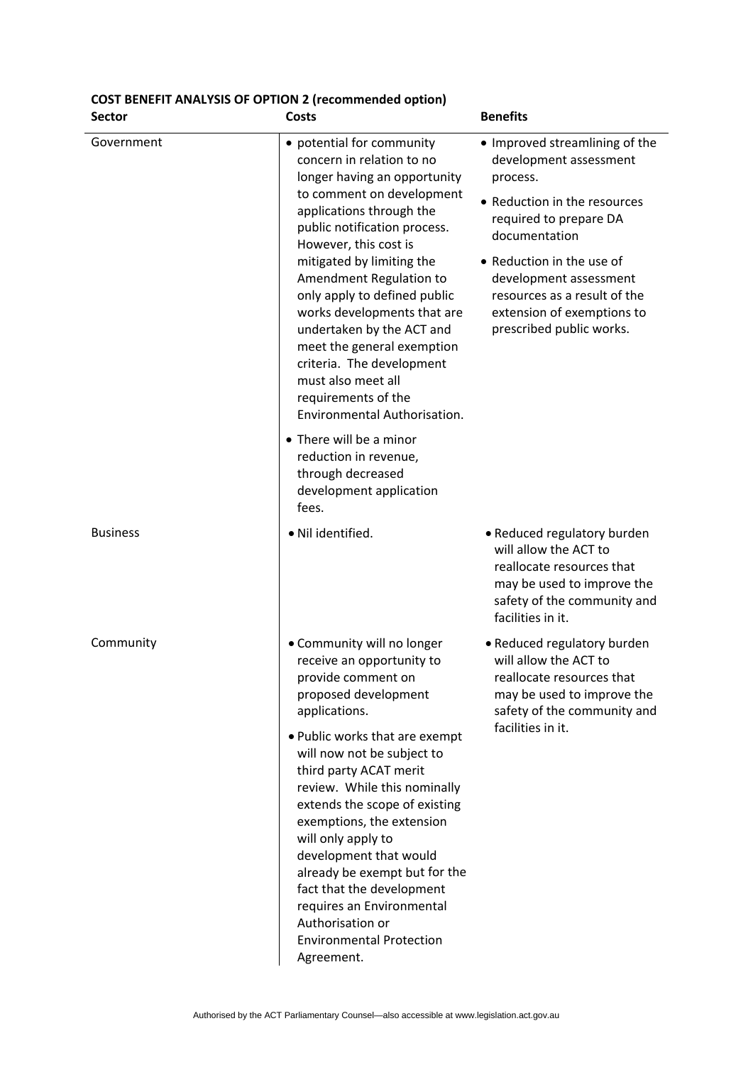**COST BENEFIT ANALYSIS OF OPTION 2 (recommended option)**

| Sector | Costs | Benefits |
|---|---|---|
| Government | • potential for community concern in relation to no longer having an opportunity to comment on development applications through the public notification process. However, this cost is mitigated by limiting the Amendment Regulation to only apply to defined public works developments that are undertaken by the ACT and meet the general exemption criteria. The development must also meet all requirements of the Environmental Authorisation.<br>• There will be a minor reduction in revenue, through decreased development application fees. | • Improved streamlining of the development assessment process.<br>• Reduction in the resources required to prepare DA documentation<br>• Reduction in the use of development assessment resources as a result of the extension of exemptions to prescribed public works. |
| Business | • Nil identified. | • Reduced regulatory burden will allow the ACT to reallocate resources that may be used to improve the safety of the community and facilities in it. |
| Community | • Community will no longer receive an opportunity to provide comment on proposed development applications.<br>• Public works that are exempt will now not be subject to third party ACAT merit review. While this nominally extends the scope of existing exemptions, the extension will only apply to development that would already be exempt but for the fact that the development requires an Environmental Authorisation or Environmental Protection Agreement. | • Reduced regulatory burden will allow the ACT to reallocate resources that may be used to improve the safety of the community and facilities in it. |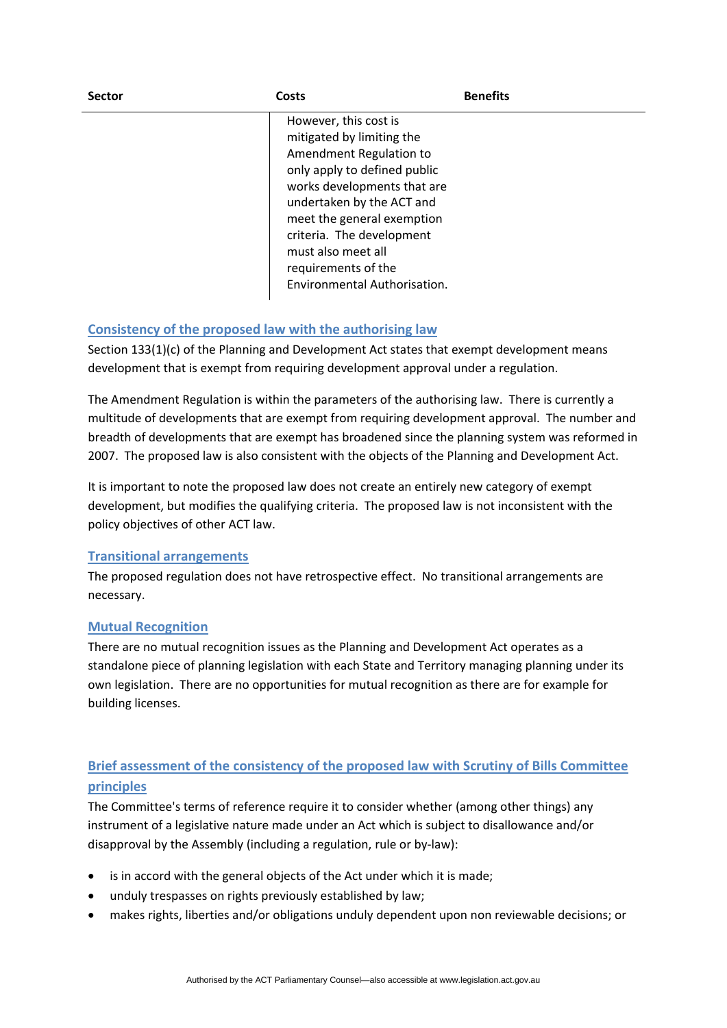| Sector | Costs | Benefits |
| --- | --- | --- |
| | However, this cost is mitigated by limiting the Amendment Regulation to only apply to defined public works developments that are undertaken by the ACT and meet the general exemption criteria. The development must also meet all requirements of the Environmental Authorisation. | |

## Consistency of the proposed law with the authorising law

Section 133(1)(c) of the Planning and Development Act states that exempt development means development that is exempt from requiring development approval under a regulation.

The Amendment Regulation is within the parameters of the authorising law. There is currently a multitude of developments that are exempt from requiring development approval. The number and breadth of developments that are exempt has broadened since the planning system was reformed in 2007. The proposed law is also consistent with the objects of the Planning and Development Act.

It is important to note the proposed law does not create an entirely new category of exempt development, but modifies the qualifying criteria. The proposed law is not inconsistent with the policy objectives of other ACT law.

## Transitional arrangements

The proposed regulation does not have retrospective effect. No transitional arrangements are necessary.

## Mutual Recognition

There are no mutual recognition issues as the Planning and Development Act operates as a standalone piece of planning legislation with each State and Territory managing planning under its own legislation. There are no opportunities for mutual recognition as there are for example for building licenses.

## Brief assessment of the consistency of the proposed law with Scrutiny of Bills Committee principles

The Committee's terms of reference require it to consider whether (among other things) any instrument of a legislative nature made under an Act which is subject to disallowance and/or disapproval by the Assembly (including a regulation, rule or by-law):

- is in accord with the general objects of the Act under which it is made;
- unduly trespasses on rights previously established by law;
- makes rights, liberties and/or obligations unduly dependent upon non reviewable decisions; or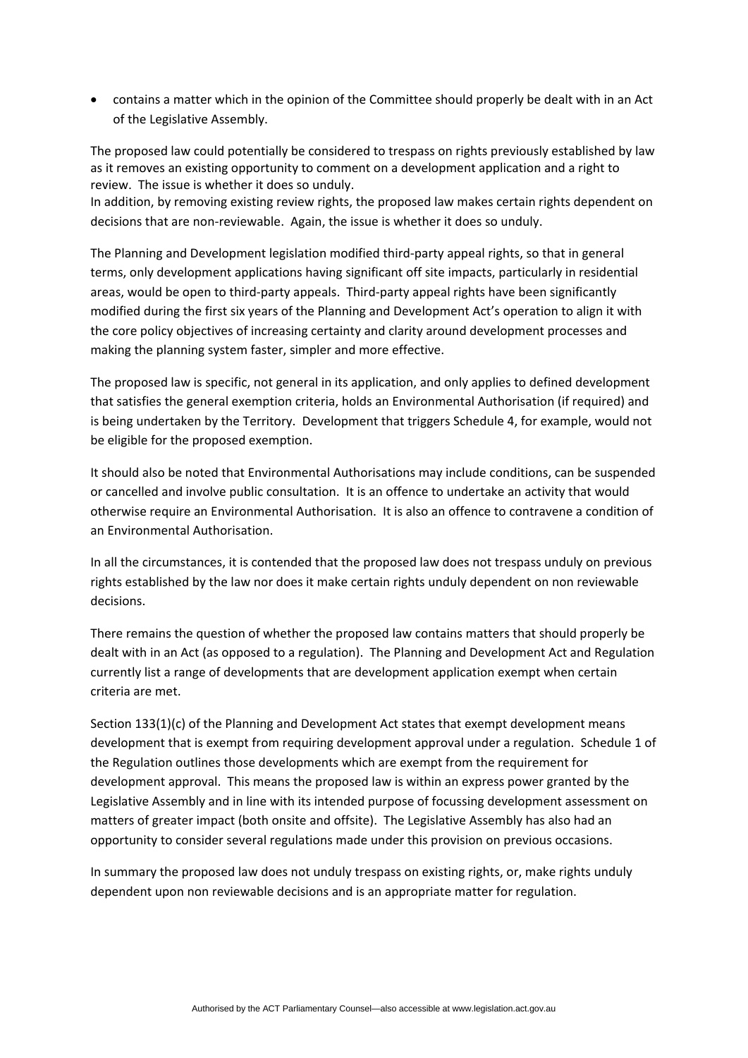- contains a matter which in the opinion of the Committee should properly be dealt with in an Act of the Legislative Assembly.

The proposed law could potentially be considered to trespass on rights previously established by law as it removes an existing opportunity to comment on a development application and a right to review. The issue is whether it does so unduly.
In addition, by removing existing review rights, the proposed law makes certain rights dependent on decisions that are non-reviewable. Again, the issue is whether it does so unduly.

The Planning and Development legislation modified third-party appeal rights, so that in general terms, only development applications having significant off site impacts, particularly in residential areas, would be open to third-party appeals. Third-party appeal rights have been significantly modified during the first six years of the Planning and Development Act's operation to align it with the core policy objectives of increasing certainty and clarity around development processes and making the planning system faster, simpler and more effective.

The proposed law is specific, not general in its application, and only applies to defined development that satisfies the general exemption criteria, holds an Environmental Authorisation (if required) and is being undertaken by the Territory. Development that triggers Schedule 4, for example, would not be eligible for the proposed exemption.

It should also be noted that Environmental Authorisations may include conditions, can be suspended or cancelled and involve public consultation. It is an offence to undertake an activity that would otherwise require an Environmental Authorisation. It is also an offence to contravene a condition of an Environmental Authorisation.

In all the circumstances, it is contended that the proposed law does not trespass unduly on previous rights established by the law nor does it make certain rights unduly dependent on non reviewable decisions.

There remains the question of whether the proposed law contains matters that should properly be dealt with in an Act (as opposed to a regulation). The Planning and Development Act and Regulation currently list a range of developments that are development application exempt when certain criteria are met.

Section 133(1)(c) of the Planning and Development Act states that exempt development means development that is exempt from requiring development approval under a regulation. Schedule 1 of the Regulation outlines those developments which are exempt from the requirement for development approval. This means the proposed law is within an express power granted by the Legislative Assembly and in line with its intended purpose of focussing development assessment on matters of greater impact (both onsite and offsite). The Legislative Assembly has also had an opportunity to consider several regulations made under this provision on previous occasions.

In summary the proposed law does not unduly trespass on existing rights, or, make rights unduly dependent upon non reviewable decisions and is an appropriate matter for regulation.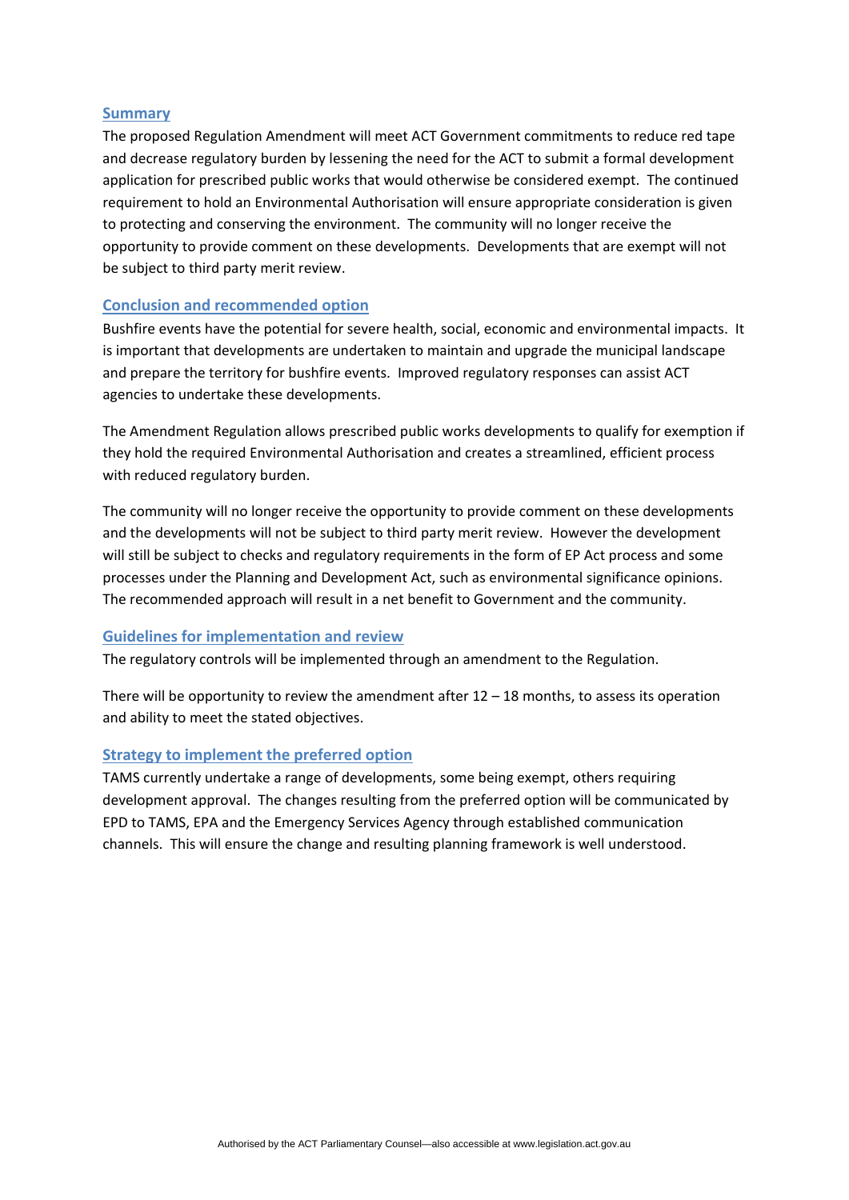## Summary

The proposed Regulation Amendment will meet ACT Government commitments to reduce red tape and decrease regulatory burden by lessening the need for the ACT to submit a formal development application for prescribed public works that would otherwise be considered exempt. The continued requirement to hold an Environmental Authorisation will ensure appropriate consideration is given to protecting and conserving the environment. The community will no longer receive the opportunity to provide comment on these developments. Developments that are exempt will not be subject to third party merit review.

## Conclusion and recommended option

Bushfire events have the potential for severe health, social, economic and environmental impacts. It is important that developments are undertaken to maintain and upgrade the municipal landscape and prepare the territory for bushfire events. Improved regulatory responses can assist ACT agencies to undertake these developments.

The Amendment Regulation allows prescribed public works developments to qualify for exemption if they hold the required Environmental Authorisation and creates a streamlined, efficient process with reduced regulatory burden.

The community will no longer receive the opportunity to provide comment on these developments and the developments will not be subject to third party merit review. However the development will still be subject to checks and regulatory requirements in the form of EP Act process and some processes under the Planning and Development Act, such as environmental significance opinions. The recommended approach will result in a net benefit to Government and the community.

## Guidelines for implementation and review

The regulatory controls will be implemented through an amendment to the Regulation.

There will be opportunity to review the amendment after 12 – 18 months, to assess its operation and ability to meet the stated objectives.

## Strategy to implement the preferred option

TAMS currently undertake a range of developments, some being exempt, others requiring development approval. The changes resulting from the preferred option will be communicated by EPD to TAMS, EPA and the Emergency Services Agency through established communication channels. This will ensure the change and resulting planning framework is well understood.